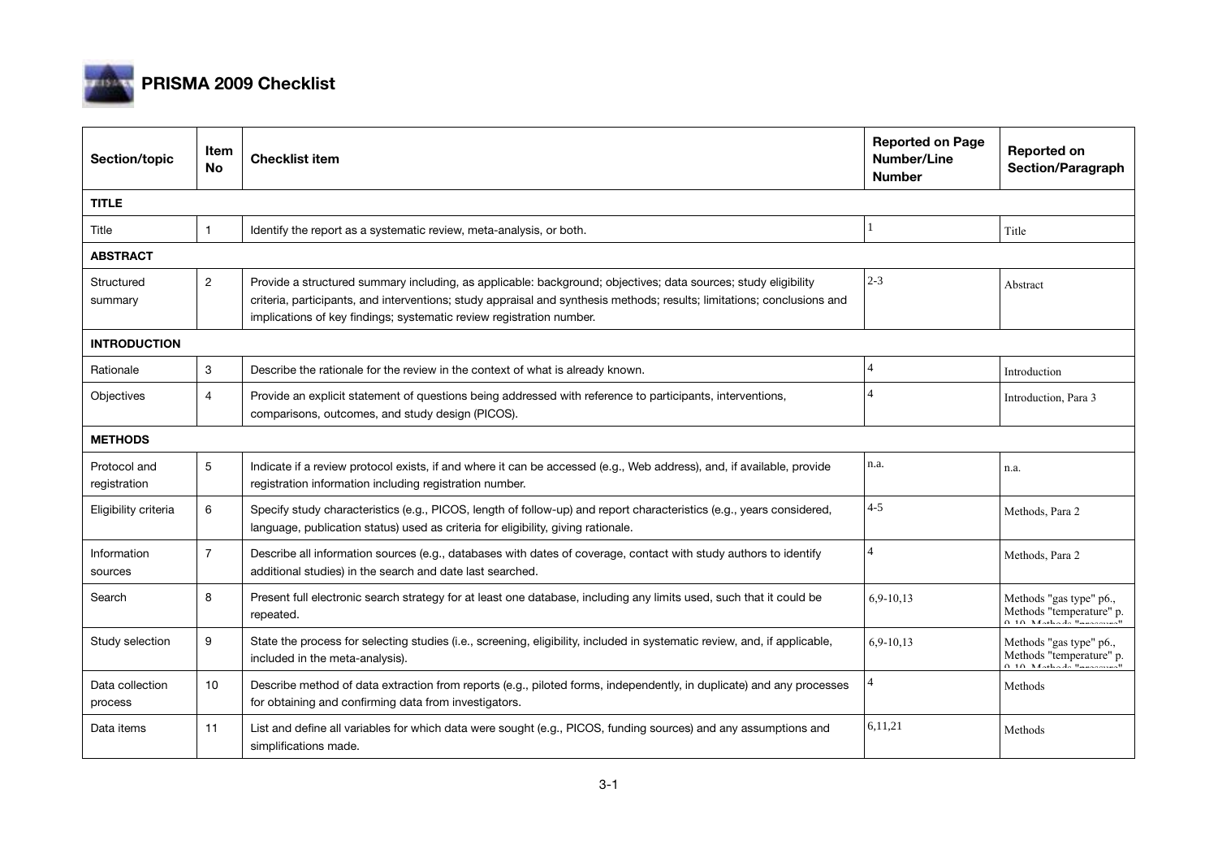# PRISMA 2009 Checklist

| Section/topic | Item No | Checklist item | Reported on Page Number/Line Number | Reported on Section/Paragraph |
|---|---|---|---|---|
| **TITLE** | | | | |
| Title | 1 | Identify the report as a systematic review, meta-analysis, or both. | 1 | Title |
| **ABSTRACT** | | | | |
| Structured summary | 2 | Provide a structured summary including, as applicable: background; objectives; data sources; study eligibility criteria, participants, and interventions; study appraisal and synthesis methods; results; limitations; conclusions and implications of key findings; systematic review registration number. | 2-3 | Abstract |
| **INTRODUCTION** | | | | |
| Rationale | 3 | Describe the rationale for the review in the context of what is already known. | 4 | Introduction |
| Objectives | 4 | Provide an explicit statement of questions being addressed with reference to participants, interventions, comparisons, outcomes, and study design (PICOS). | 4 | Introduction, Para 3 |
| **METHODS** | | | | |
| Protocol and registration | 5 | Indicate if a review protocol exists, if and where it can be accessed (e.g., Web address), and, if available, provide registration information including registration number. | n.a. | n.a. |
| Eligibility criteria | 6 | Specify study characteristics (e.g., PICOS, length of follow-up) and report characteristics (e.g., years considered, language, publication status) used as criteria for eligibility, giving rationale. | 4-5 | Methods, Para 2 |
| Information sources | 7 | Describe all information sources (e.g., databases with dates of coverage, contact with study authors to identify additional studies) in the search and date last searched. | 4 | Methods, Para 2 |
| Search | 8 | Present full electronic search strategy for at least one database, including any limits used, such that it could be repeated. | 6,9-10,13 | Methods "gas type" p6., Methods "temperature" p. 9-10, Methods "pressure" |
| Study selection | 9 | State the process for selecting studies (i.e., screening, eligibility, included in systematic review, and, if applicable, included in the meta-analysis). | 6,9-10,13 | Methods "gas type" p6., Methods "temperature" p. 9-10, Methods "pressure" |
| Data collection process | 10 | Describe method of data extraction from reports (e.g., piloted forms, independently, in duplicate) and any processes for obtaining and confirming data from investigators. | 4 | Methods |
| Data items | 11 | List and define all variables for which data were sought (e.g., PICOS, funding sources) and any assumptions and simplifications made. | 6,11,21 | Methods |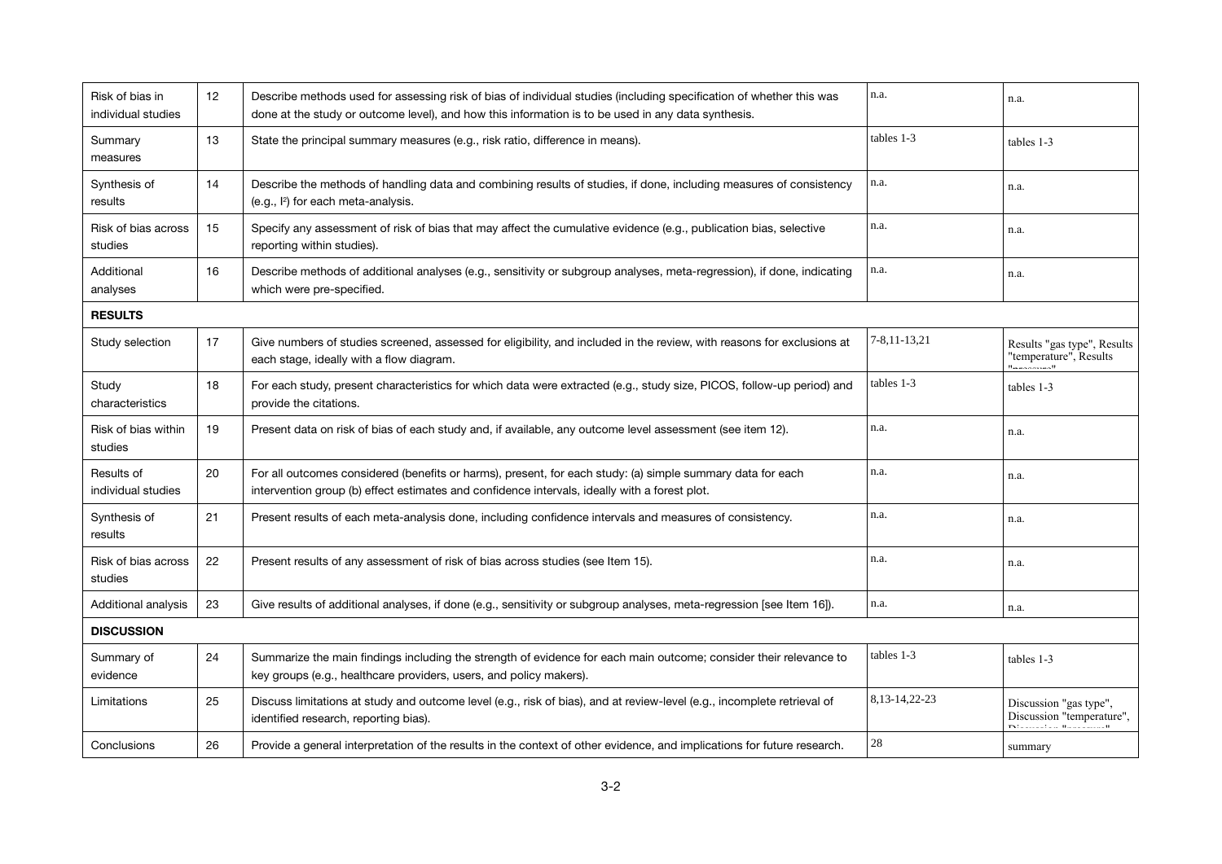| | | | | |
|---|---|---|---|---|
| Risk of bias in individual studies | 12 | Describe methods used for assessing risk of bias of individual studies (including specification of whether this was done at the study or outcome level), and how this information is to be used in any data synthesis. | n.a. | n.a. |
| Summary measures | 13 | State the principal summary measures (e.g., risk ratio, difference in means). | tables 1-3 | tables 1-3 |
| Synthesis of results | 14 | Describe the methods of handling data and combining results of studies, if done, including measures of consistency (e.g., $I^2$) for each meta-analysis. | n.a. | n.a. |
| Risk of bias across studies | 15 | Specify any assessment of risk of bias that may affect the cumulative evidence (e.g., publication bias, selective reporting within studies). | n.a. | n.a. |
| Additional analyses | 16 | Describe methods of additional analyses (e.g., sensitivity or subgroup analyses, meta-regression), if done, indicating which were pre-specified. | n.a. | n.a. |
| **RESULTS** | | | | |
| Study selection | 17 | Give numbers of studies screened, assessed for eligibility, and included in the review, with reasons for exclusions at each stage, ideally with a flow diagram. | 7-8,11-13,21 | Results "gas type", Results "temperature", Results "pressure" |
| Study characteristics | 18 | For each study, present characteristics for which data were extracted (e.g., study size, PICOS, follow-up period) and provide the citations. | tables 1-3 | tables 1-3 |
| Risk of bias within studies | 19 | Present data on risk of bias of each study and, if available, any outcome level assessment (see item 12). | n.a. | n.a. |
| Results of individual studies | 20 | For all outcomes considered (benefits or harms), present, for each study: (a) simple summary data for each intervention group (b) effect estimates and confidence intervals, ideally with a forest plot. | n.a. | n.a. |
| Synthesis of results | 21 | Present results of each meta-analysis done, including confidence intervals and measures of consistency. | n.a. | n.a. |
| Risk of bias across studies | 22 | Present results of any assessment of risk of bias across studies (see Item 15). | n.a. | n.a. |
| Additional analysis | 23 | Give results of additional analyses, if done (e.g., sensitivity or subgroup analyses, meta-regression [see Item 16]). | n.a. | n.a. |
| **DISCUSSION** | | | | |
| Summary of evidence | 24 | Summarize the main findings including the strength of evidence for each main outcome; consider their relevance to key groups (e.g., healthcare providers, users, and policy makers). | tables 1-3 | tables 1-3 |
| Limitations | 25 | Discuss limitations at study and outcome level (e.g., risk of bias), and at review-level (e.g., incomplete retrieval of identified research, reporting bias). | 8,13-14,22-23 | Discussion "gas type", Discussion "temperature", Discussion "pressure" |
| Conclusions | 26 | Provide a general interpretation of the results in the context of other evidence, and implications for future research. | 28 | summary |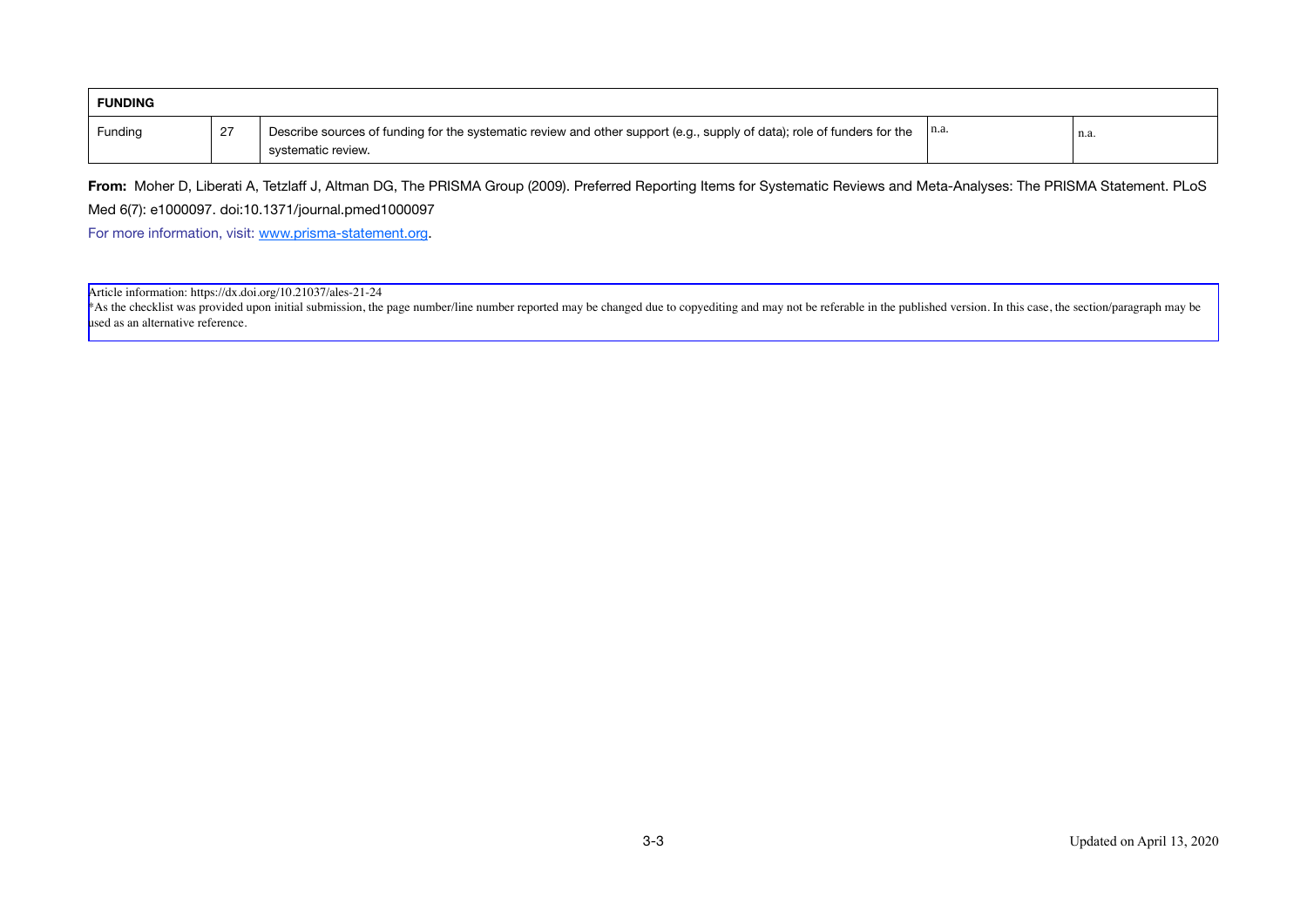| | | | | |
|---|---|---|---|---|
| **FUNDING** | | | | |
| Funding | 27 | Describe sources of funding for the systematic review and other support (e.g., supply of data); role of funders for the systematic review. | n.a. | n.a. |

**From:** Moher D, Liberati A, Tetzlaff J, Altman DG, The PRISMA Group (2009). Preferred Reporting Items for Systematic Reviews and Meta-Analyses: The PRISMA Statement. PLoS Med 6(7): e1000097. doi:10.1371/journal.pmed1000097

For more information, visit: www.prisma-statement.org.

Article information: https://dx.doi.org/10.21037/ales-21-24

*As the checklist was provided upon initial submission, the page number/line number reported may be changed due to copyediting and may not be referable in the published version. In this case, the section/paragraph may be used as an alternative reference.

Updated on April 13, 2020